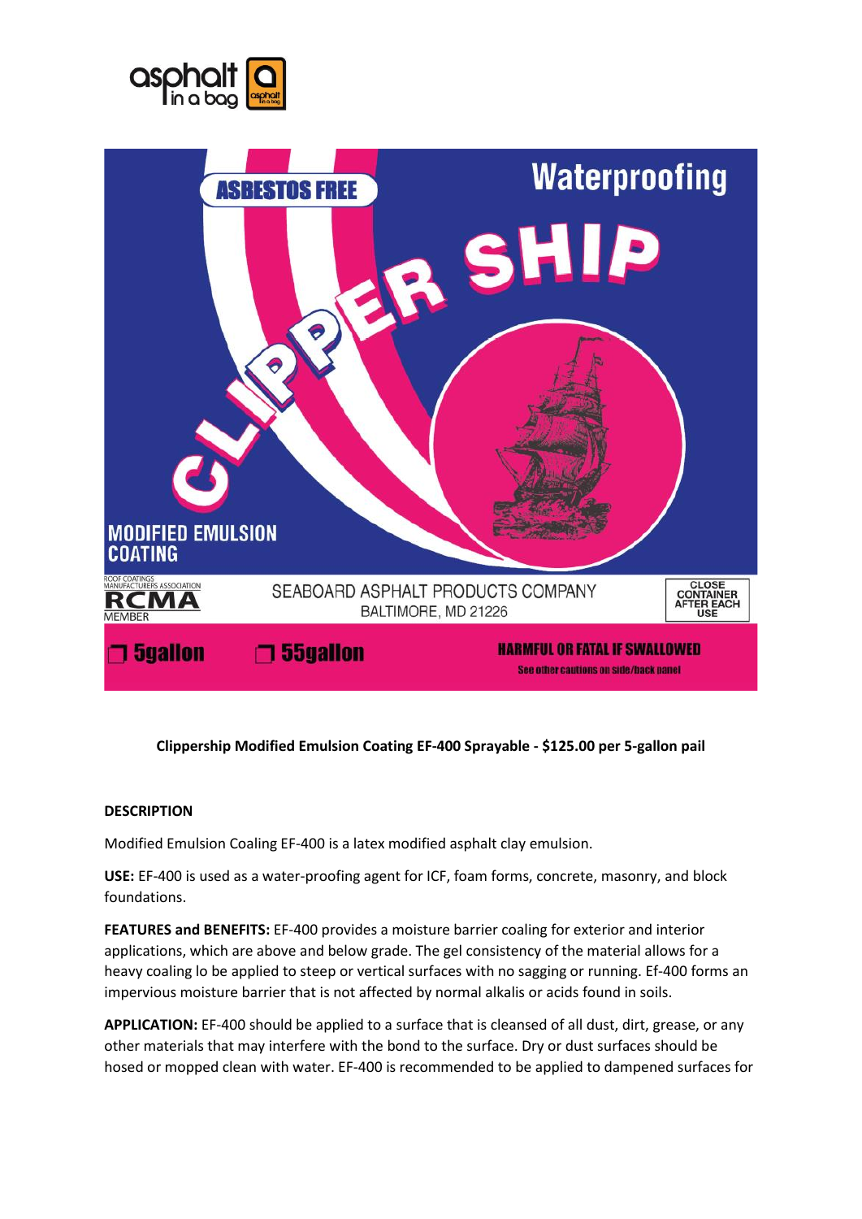Clippership Modified Emulsion Coating EF-400 Sprayable - $125.00 per 5-gallon pail

**DESCRIPTION**

Modified Emulsion Coaling EF-400 is a latex modified asphalt clay emulsion.

**USE:** EF-400 is used as a water-proofing agent for ICF, foam forms, concrete, masonry, and block foundations.

**FEATURES and BENEFITS:** EF-400 provides a moisture barrier coaling for exterior and interior applications, which are above and below grade. The gel consistency of the material allows for a heavy coaling lo be applied to steep or vertical surfaces with no sagging or running. Ef-400 forms an impervious moisture barrier that is not affected by normal alkalis or acids found in soils.

**APPLICATION:** EF-400 should be applied to a surface that is cleansed of all dust, dirt, grease, or any other materials that may interfere with the bond to the surface. Dry or dust surfaces should be hosed or mopped clean with water. EF-400 is recommended to be applied to dampened surfaces for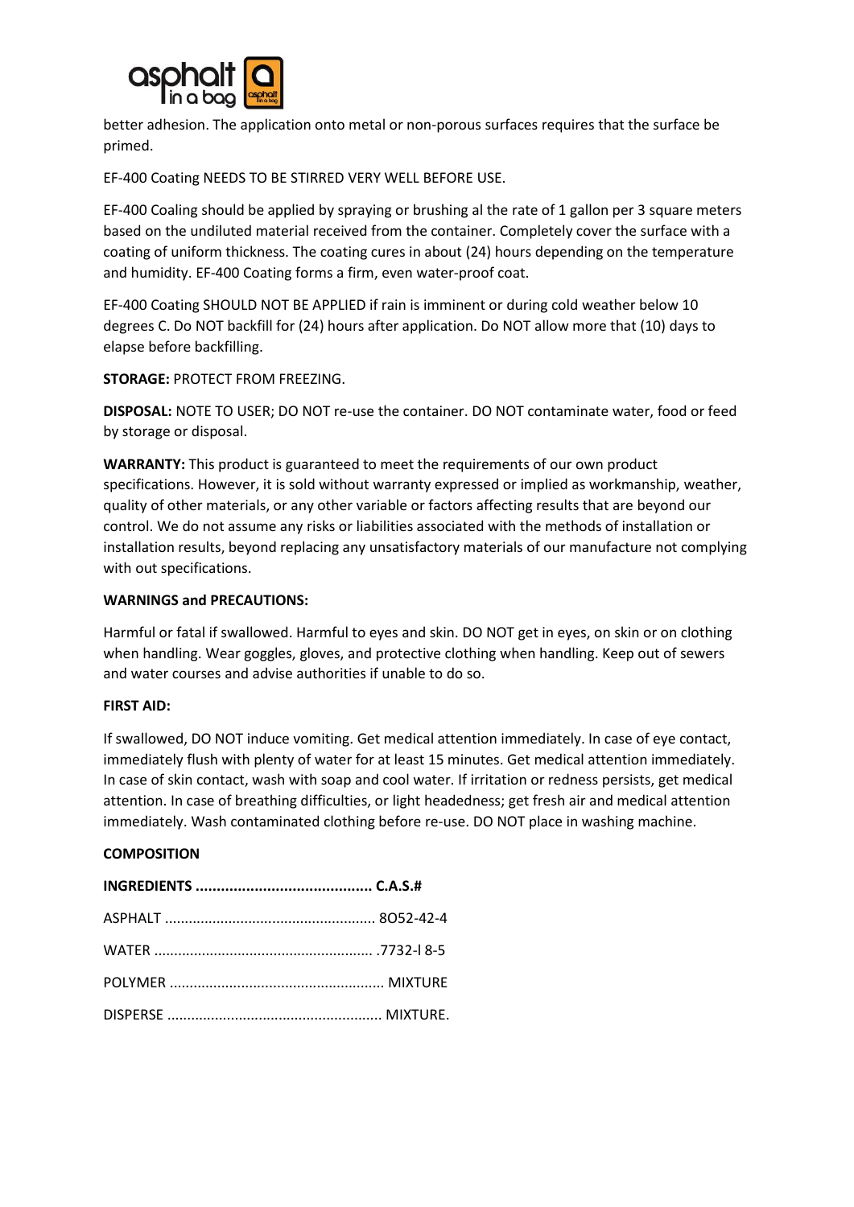better adhesion. The application onto metal or non-porous surfaces requires that the surface be primed.

EF-400 Coating NEEDS TO BE STIRRED VERY WELL BEFORE USE.

EF-400 Coaling should be applied by spraying or brushing al the rate of 1 gallon per 3 square meters based on the undiluted material received from the container. Completely cover the surface with a coating of uniform thickness. The coating cures in about (24) hours depending on the temperature and humidity. EF-400 Coating forms a firm, even water-proof coat.

EF-400 Coating SHOULD NOT BE APPLIED if rain is imminent or during cold weather below 10 degrees C. Do NOT backfill for (24) hours after application. Do NOT allow more that (10) days to elapse before backfilling.

**STORAGE:** PROTECT FROM FREEZING.

**DISPOSAL:** NOTE TO USER; DO NOT re-use the container. DO NOT contaminate water, food or feed by storage or disposal.

**WARRANTY:** This product is guaranteed to meet the requirements of our own product specifications. However, it is sold without warranty expressed or implied as workmanship, weather, quality of other materials, or any other variable or factors affecting results that are beyond our control. We do not assume any risks or liabilities associated with the methods of installation or installation results, beyond replacing any unsatisfactory materials of our manufacture not complying with out specifications.

**WARNINGS and PRECAUTIONS:**

Harmful or fatal if swallowed. Harmful to eyes and skin. DO NOT get in eyes, on skin or on clothing when handling. Wear goggles, gloves, and protective clothing when handling. Keep out of sewers and water courses and advise authorities if unable to do so.

**FIRST AID:**

If swallowed, DO NOT induce vomiting. Get medical attention immediately. In case of eye contact, immediately flush with plenty of water for at least 15 minutes. Get medical attention immediately. In case of skin contact, wash with soap and cool water. If irritation or redness persists, get medical attention. In case of breathing difficulties, or light headedness; get fresh air and medical attention immediately. Wash contaminated clothing before re-use. DO NOT place in washing machine.

**COMPOSITION**

**INGREDIENTS .......................................... C.A.S.#**

ASPHALT .................................................... 8O52-42-4

WATER ...................................................... .7732-l 8-5

POLYMER ..................................................... MIXTURE

DISPERSE ..................................................... MIXTURE.